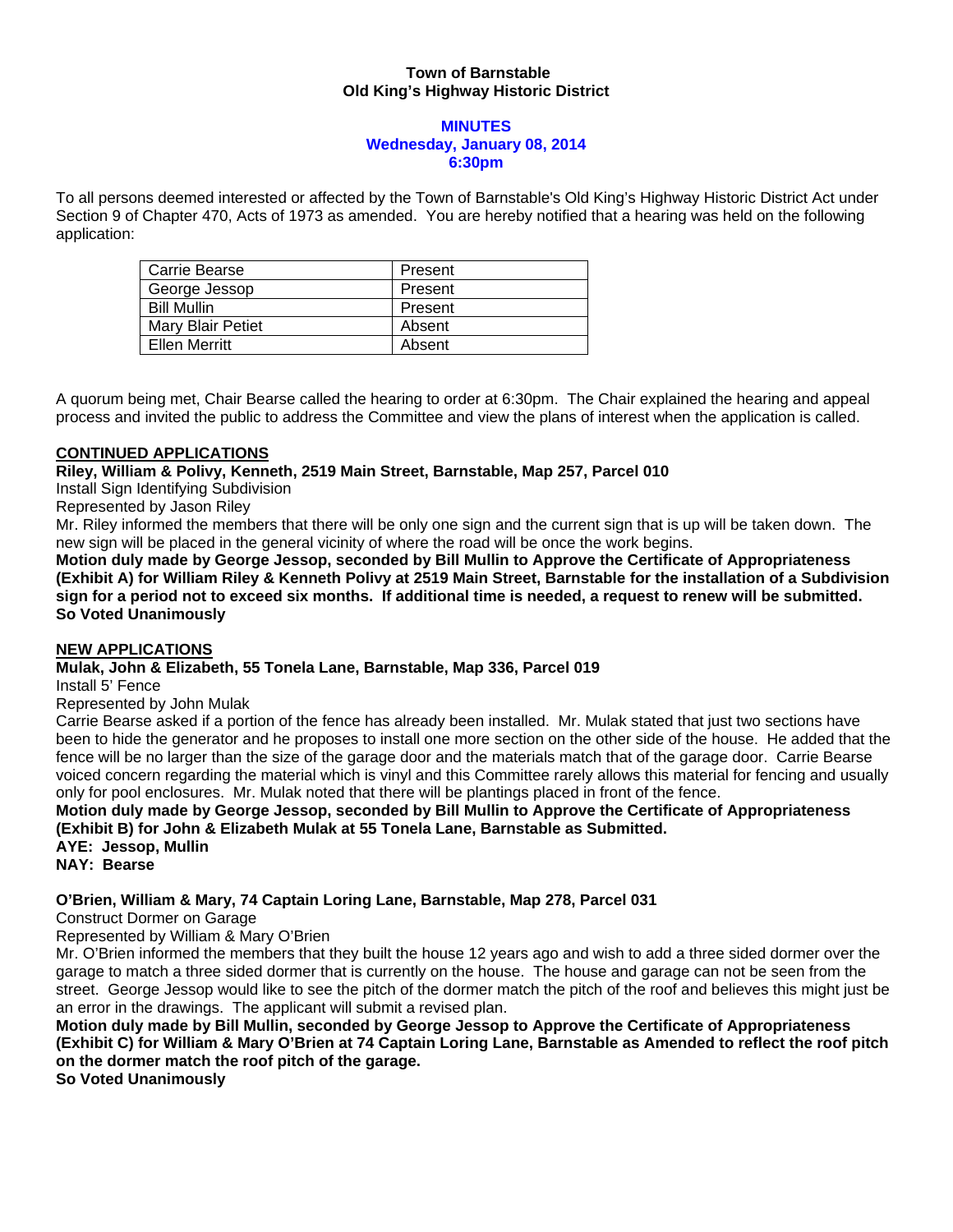**Town of Barnstable**
**Old King's Highway Historic District**

**MINUTES**
**Wednesday, January 08, 2014**
**6:30pm**

To all persons deemed interested or affected by the Town of Barnstable's Old King's Highway Historic District Act under Section 9 of Chapter 470, Acts of 1973 as amended. You are hereby notified that a hearing was held on the following application:

| | |
|---|---|
| Carrie Bearse | Present |
| George Jessop | Present |
| Bill Mullin | Present |
| Mary Blair Petiet | Absent |
| Ellen Merritt | Absent |

A quorum being met, Chair Bearse called the hearing to order at 6:30pm. The Chair explained the hearing and appeal process and invited the public to address the Committee and view the plans of interest when the application is called.

## CONTINUED APPLICATIONS

**Riley, William & Polivy, Kenneth, 2519 Main Street, Barnstable, Map 257, Parcel 010**
Install Sign Identifying Subdivision
Represented by Jason Riley
Mr. Riley informed the members that there will be only one sign and the current sign that is up will be taken down. The new sign will be placed in the general vicinity of where the road will be once the work begins.
**Motion duly made by George Jessop, seconded by Bill Mullin to Approve the Certificate of Appropriateness (Exhibit A) for William Riley & Kenneth Polivy at 2519 Main Street, Barnstable for the installation of a Subdivision sign for a period not to exceed six months. If additional time is needed, a request to renew will be submitted.**
**So Voted Unanimously**

## NEW APPLICATIONS

**Mulak, John & Elizabeth, 55 Tonela Lane, Barnstable, Map 336, Parcel 019**
Install 5' Fence
Represented by John Mulak
Carrie Bearse asked if a portion of the fence has already been installed. Mr. Mulak stated that just two sections have been to hide the generator and he proposes to install one more section on the other side of the house. He added that the fence will be no larger than the size of the garage door and the materials match that of the garage door. Carrie Bearse voiced concern regarding the material which is vinyl and this Committee rarely allows this material for fencing and usually only for pool enclosures. Mr. Mulak noted that there will be plantings placed in front of the fence.
**Motion duly made by George Jessop, seconded by Bill Mullin to Approve the Certificate of Appropriateness (Exhibit B) for John & Elizabeth Mulak at 55 Tonela Lane, Barnstable as Submitted.**
**AYE: Jessop, Mullin**
**NAY: Bearse**

**O'Brien, William & Mary, 74 Captain Loring Lane, Barnstable, Map 278, Parcel 031**
Construct Dormer on Garage
Represented by William & Mary O'Brien
Mr. O'Brien informed the members that they built the house 12 years ago and wish to add a three sided dormer over the garage to match a three sided dormer that is currently on the house. The house and garage can not be seen from the street. George Jessop would like to see the pitch of the dormer match the pitch of the roof and believes this might just be an error in the drawings. The applicant will submit a revised plan.
**Motion duly made by Bill Mullin, seconded by George Jessop to Approve the Certificate of Appropriateness (Exhibit C) for William & Mary O'Brien at 74 Captain Loring Lane, Barnstable as Amended to reflect the roof pitch on the dormer match the roof pitch of the garage.**
**So Voted Unanimously**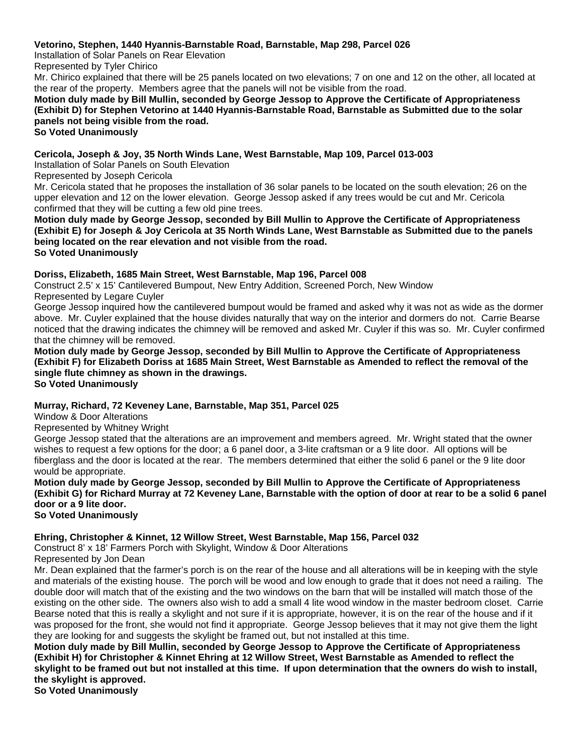**Vetorino, Stephen, 1440 Hyannis-Barnstable Road, Barnstable, Map 298, Parcel 026**
Installation of Solar Panels on Rear Elevation
Represented by Tyler Chirico
Mr. Chirico explained that there will be 25 panels located on two elevations; 7 on one and 12 on the other, all located at the rear of the property. Members agree that the panels will not be visible from the road.
**Motion duly made by Bill Mullin, seconded by George Jessop to Approve the Certificate of Appropriateness (Exhibit D) for Stephen Vetorino at 1440 Hyannis-Barnstable Road, Barnstable as Submitted due to the solar panels not being visible from the road.**
**So Voted Unanimously**

**Cericola, Joseph & Joy, 35 North Winds Lane, West Barnstable, Map 109, Parcel 013-003**
Installation of Solar Panels on South Elevation
Represented by Joseph Cericola
Mr. Cericola stated that he proposes the installation of 36 solar panels to be located on the south elevation; 26 on the upper elevation and 12 on the lower elevation. George Jessop asked if any trees would be cut and Mr. Cericola confirmed that they will be cutting a few old pine trees.
**Motion duly made by George Jessop, seconded by Bill Mullin to Approve the Certificate of Appropriateness (Exhibit E) for Joseph & Joy Cericola at 35 North Winds Lane, West Barnstable as Submitted due to the panels being located on the rear elevation and not visible from the road.**
**So Voted Unanimously**

**Doriss, Elizabeth, 1685 Main Street, West Barnstable, Map 196, Parcel 008**
Construct 2.5' x 15' Cantilevered Bumpout, New Entry Addition, Screened Porch, New Window
Represented by Legare Cuyler
George Jessop inquired how the cantilevered bumpout would be framed and asked why it was not as wide as the dormer above. Mr. Cuyler explained that the house divides naturally that way on the interior and dormers do not. Carrie Bearse noticed that the drawing indicates the chimney will be removed and asked Mr. Cuyler if this was so. Mr. Cuyler confirmed that the chimney will be removed.
**Motion duly made by George Jessop, seconded by Bill Mullin to Approve the Certificate of Appropriateness (Exhibit F) for Elizabeth Doriss at 1685 Main Street, West Barnstable as Amended to reflect the removal of the single flute chimney as shown in the drawings.**
**So Voted Unanimously**

**Murray, Richard, 72 Keveney Lane, Barnstable, Map 351, Parcel 025**
Window & Door Alterations
Represented by Whitney Wright
George Jessop stated that the alterations are an improvement and members agreed. Mr. Wright stated that the owner wishes to request a few options for the door; a 6 panel door, a 3-lite craftsman or a 9 lite door. All options will be fiberglass and the door is located at the rear. The members determined that either the solid 6 panel or the 9 lite door would be appropriate.
**Motion duly made by George Jessop, seconded by Bill Mullin to Approve the Certificate of Appropriateness (Exhibit G) for Richard Murray at 72 Keveney Lane, Barnstable with the option of door at rear to be a solid 6 panel door or a 9 lite door.**
**So Voted Unanimously**

**Ehring, Christopher & Kinnet, 12 Willow Street, West Barnstable, Map 156, Parcel 032**
Construct 8' x 18' Farmers Porch with Skylight, Window & Door Alterations
Represented by Jon Dean
Mr. Dean explained that the farmer's porch is on the rear of the house and all alterations will be in keeping with the style and materials of the existing house. The porch will be wood and low enough to grade that it does not need a railing. The double door will match that of the existing and the two windows on the barn that will be installed will match those of the existing on the other side. The owners also wish to add a small 4 lite wood window in the master bedroom closet. Carrie Bearse noted that this is really a skylight and not sure if it is appropriate, however, it is on the rear of the house and if it was proposed for the front, she would not find it appropriate. George Jessop believes that it may not give them the light they are looking for and suggests the skylight be framed out, but not installed at this time.
**Motion duly made by Bill Mullin, seconded by George Jessop to Approve the Certificate of Appropriateness (Exhibit H) for Christopher & Kinnet Ehring at 12 Willow Street, West Barnstable as Amended to reflect the skylight to be framed out but not installed at this time. If upon determination that the owners do wish to install, the skylight is approved.**
**So Voted Unanimously**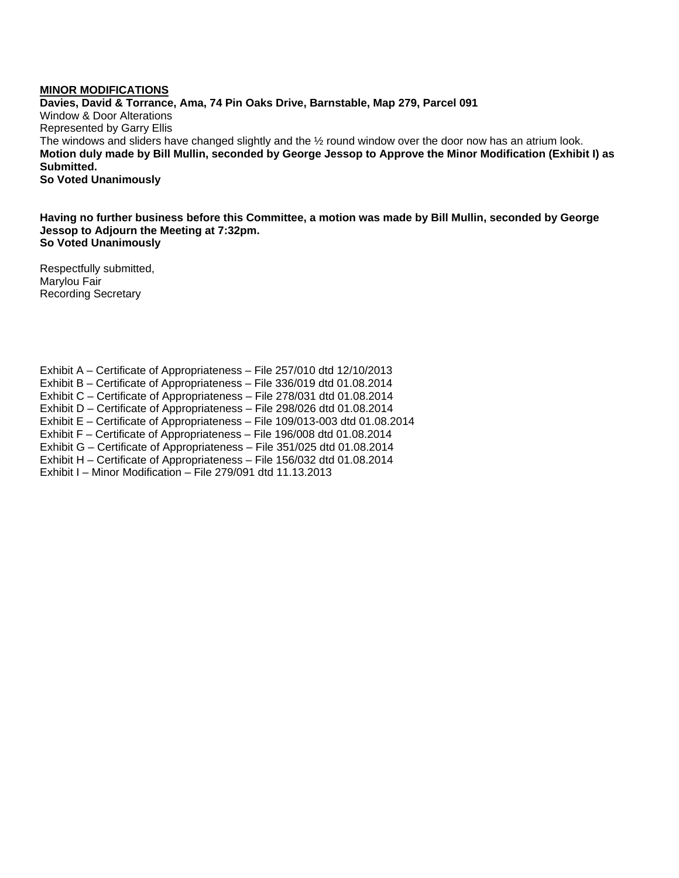**MINOR MODIFICATIONS**

**Davies, David & Torrance, Ama, 74 Pin Oaks Drive, Barnstable, Map 279, Parcel 091**
Window & Door Alterations
Represented by Garry Ellis
The windows and sliders have changed slightly and the ½ round window over the door now has an atrium look.
**Motion duly made by Bill Mullin, seconded by George Jessop to Approve the Minor Modification (Exhibit I) as Submitted.**
**So Voted Unanimously**

**Having no further business before this Committee, a motion was made by Bill Mullin, seconded by George Jessop to Adjourn the Meeting at 7:32pm.**
**So Voted Unanimously**

Respectfully submitted,
Marylou Fair
Recording Secretary

Exhibit A – Certificate of Appropriateness – File 257/010 dtd 12/10/2013
Exhibit B – Certificate of Appropriateness – File 336/019 dtd 01.08.2014
Exhibit C – Certificate of Appropriateness – File 278/031 dtd 01.08.2014
Exhibit D – Certificate of Appropriateness – File 298/026 dtd 01.08.2014
Exhibit E – Certificate of Appropriateness – File 109/013-003 dtd 01.08.2014
Exhibit F – Certificate of Appropriateness – File 196/008 dtd 01.08.2014
Exhibit G – Certificate of Appropriateness – File 351/025 dtd 01.08.2014
Exhibit H – Certificate of Appropriateness – File 156/032 dtd 01.08.2014
Exhibit I – Minor Modification – File 279/091 dtd 11.13.2013